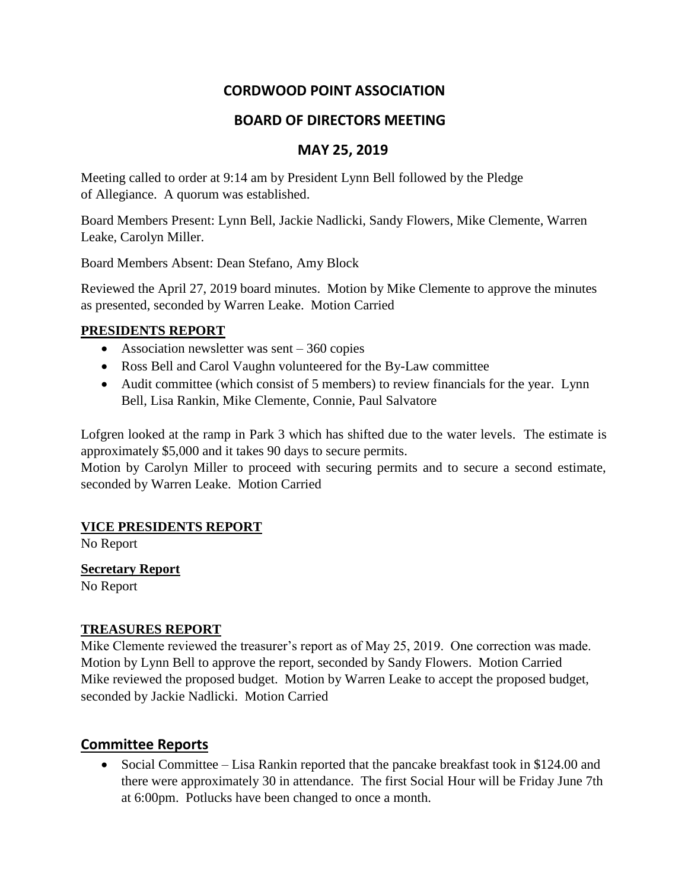# CORDWOOD POINT ASSOCIATION

## BOARD OF DIRECTORS MEETING

## MAY 25, 2019

Meeting called to order at 9:14 am by President Lynn Bell followed by the Pledge of Allegiance. A quorum was established.

Board Members Present: Lynn Bell, Jackie Nadlicki, Sandy Flowers, Mike Clemente, Warren Leake, Carolyn Miller.

Board Members Absent: Dean Stefano, Amy Block

Reviewed the April 27, 2019 board minutes. Motion by Mike Clemente to approve the minutes as presented, seconded by Warren Leake. Motion Carried

### PRESIDENTS REPORT

- Association newsletter was sent – 360 copies
- Ross Bell and Carol Vaughn volunteered for the By-Law committee
- Audit committee (which consist of 5 members) to review financials for the year. Lynn Bell, Lisa Rankin, Mike Clemente, Connie, Paul Salvatore

Lofgren looked at the ramp in Park 3 which has shifted due to the water levels. The estimate is approximately $5,000 and it takes 90 days to secure permits.

Motion by Carolyn Miller to proceed with securing permits and to secure a second estimate, seconded by Warren Leake. Motion Carried

### VICE PRESIDENTS REPORT

No Report

### Secretary Report

No Report

### TREASURES REPORT

Mike Clemente reviewed the treasurer's report as of May 25, 2019. One correction was made. Motion by Lynn Bell to approve the report, seconded by Sandy Flowers. Motion Carried
Mike reviewed the proposed budget. Motion by Warren Leake to accept the proposed budget, seconded by Jackie Nadlicki. Motion Carried

## Committee Reports

- Social Committee – Lisa Rankin reported that the pancake breakfast took in $124.00 and there were approximately 30 in attendance. The first Social Hour will be Friday June 7th at 6:00pm. Potlucks have been changed to once a month.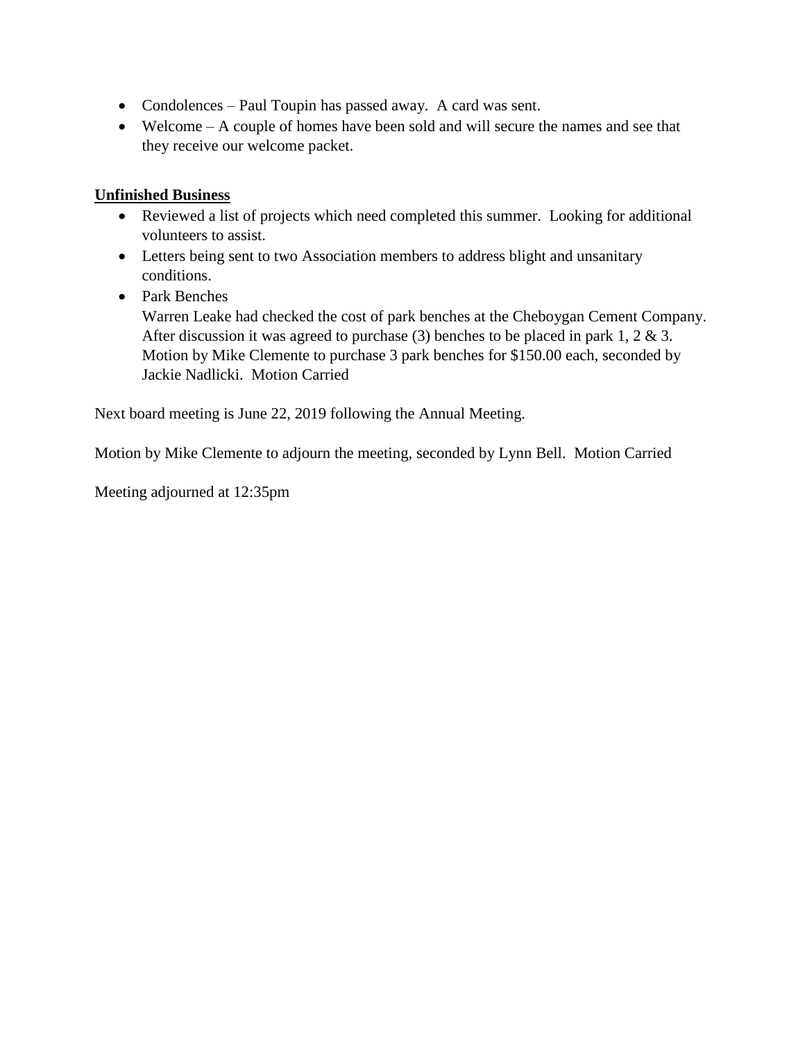- Condolences – Paul Toupin has passed away. A card was sent.
- Welcome – A couple of homes have been sold and will secure the names and see that they receive our welcome packet.

**Unfinished Business**

- Reviewed a list of projects which need completed this summer. Looking for additional volunteers to assist.
- Letters being sent to two Association members to address blight and unsanitary conditions.
- Park Benches
  Warren Leake had checked the cost of park benches at the Cheboygan Cement Company. After discussion it was agreed to purchase (3) benches to be placed in park 1, 2 & 3. Motion by Mike Clemente to purchase 3 park benches for $150.00 each, seconded by Jackie Nadlicki. Motion Carried

Next board meeting is June 22, 2019 following the Annual Meeting.

Motion by Mike Clemente to adjourn the meeting, seconded by Lynn Bell. Motion Carried

Meeting adjourned at 12:35pm